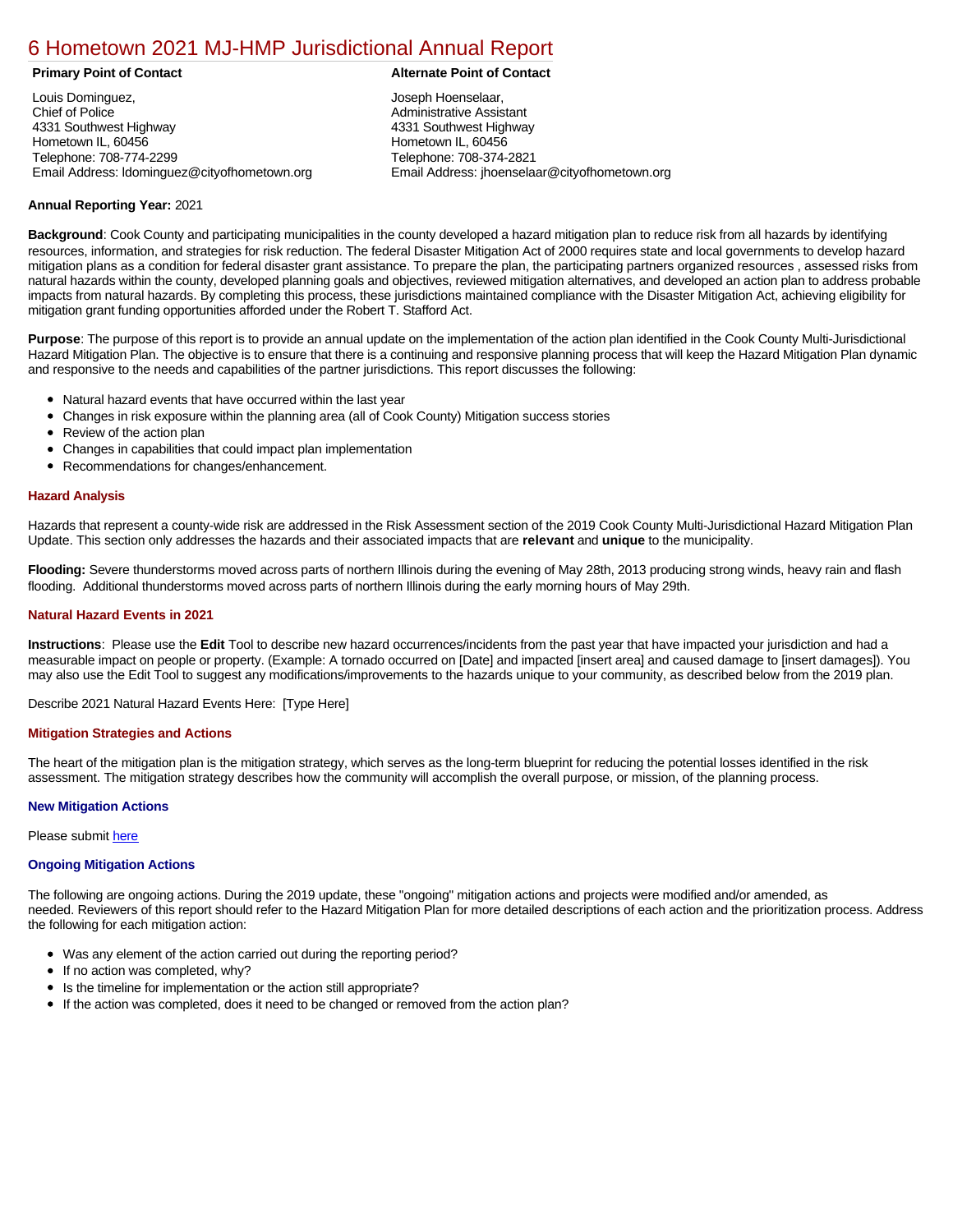# 6 Hometown 2021 MJ-HMP Jurisdictional Annual Report

**Primary Point of Contact**

Louis Dominguez,
Chief of Police
4331 Southwest Highway
Hometown IL, 60456
Telephone: 708-774-2299
Email Address: ldominguez@cityofhometown.org

**Alternate Point of Contact**

Joseph Hoenselaar,
Administrative Assistant
4331 Southwest Highway
Hometown IL, 60456
Telephone: 708-374-2821
Email Address: jhoenselaar@cityofhometown.org

**Annual Reporting Year:** 2021

**Background**: Cook County and participating municipalities in the county developed a hazard mitigation plan to reduce risk from all hazards by identifying resources, information, and strategies for risk reduction. The federal Disaster Mitigation Act of 2000 requires state and local governments to develop hazard mitigation plans as a condition for federal disaster grant assistance. To prepare the plan, the participating partners organized resources , assessed risks from natural hazards within the county, developed planning goals and objectives, reviewed mitigation alternatives, and developed an action plan to address probable impacts from natural hazards. By completing this process, these jurisdictions maintained compliance with the Disaster Mitigation Act, achieving eligibility for mitigation grant funding opportunities afforded under the Robert T. Stafford Act.

**Purpose**: The purpose of this report is to provide an annual update on the implementation of the action plan identified in the Cook County Multi-Jurisdictional Hazard Mitigation Plan. The objective is to ensure that there is a continuing and responsive planning process that will keep the Hazard Mitigation Plan dynamic and responsive to the needs and capabilities of the partner jurisdictions. This report discusses the following:

- Natural hazard events that have occurred within the last year
- Changes in risk exposure within the planning area (all of Cook County) Mitigation success stories
- Review of the action plan
- Changes in capabilities that could impact plan implementation
- Recommendations for changes/enhancement.

## Hazard Analysis

Hazards that represent a county-wide risk are addressed in the Risk Assessment section of the 2019 Cook County Multi-Jurisdictional Hazard Mitigation Plan Update. This section only addresses the hazards and their associated impacts that are **relevant** and **unique** to the municipality.

**Flooding:** Severe thunderstorms moved across parts of northern Illinois during the evening of May 28th, 2013 producing strong winds, heavy rain and flash flooding. Additional thunderstorms moved across parts of northern Illinois during the early morning hours of May 29th.

## Natural Hazard Events in 2021

**Instructions**: Please use the **Edit** Tool to describe new hazard occurrences/incidents from the past year that have impacted your jurisdiction and had a measurable impact on people or property. (Example: A tornado occurred on [Date] and impacted [insert area] and caused damage to [insert damages]). You may also use the Edit Tool to suggest any modifications/improvements to the hazards unique to your community, as described below from the 2019 plan.

Describe 2021 Natural Hazard Events Here: [Type Here]

## Mitigation Strategies and Actions

The heart of the mitigation plan is the mitigation strategy, which serves as the long-term blueprint for reducing the potential losses identified in the risk assessment. The mitigation strategy describes how the community will accomplish the overall purpose, or mission, of the planning process.

### New Mitigation Actions

Please submit here

### Ongoing Mitigation Actions

The following are ongoing actions. During the 2019 update, these "ongoing" mitigation actions and projects were modified and/or amended, as needed. Reviewers of this report should refer to the Hazard Mitigation Plan for more detailed descriptions of each action and the prioritization process. Address the following for each mitigation action:

- Was any element of the action carried out during the reporting period?
- If no action was completed, why?
- Is the timeline for implementation or the action still appropriate?
- If the action was completed, does it need to be changed or removed from the action plan?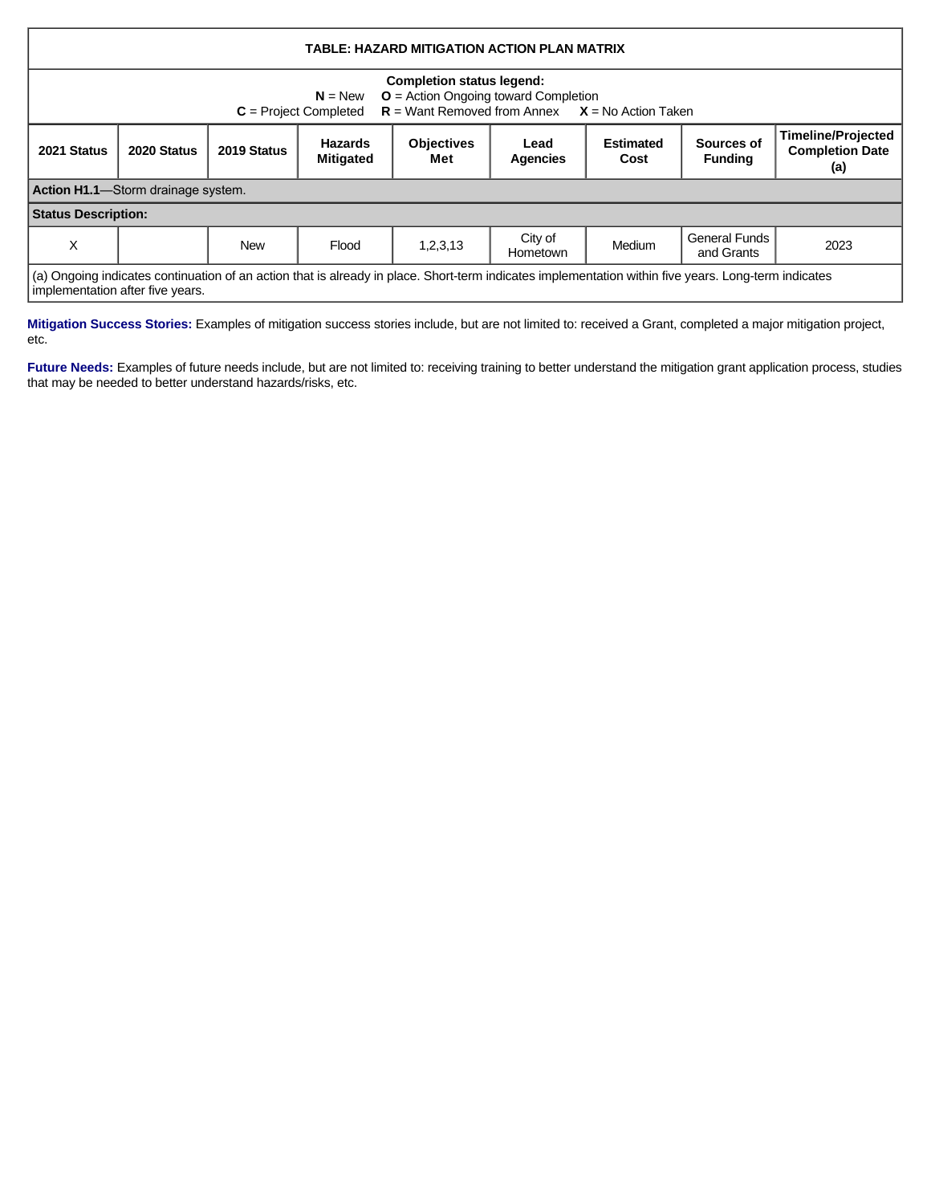**TABLE: HAZARD MITIGATION ACTION PLAN MATRIX**

**Completion status legend:**
**N** = New  **O** = Action Ongoing toward Completion
**C** = Project Completed  **R** = Want Removed from Annex  **X** = No Action Taken

| 2021 Status | 2020 Status | 2019 Status | Hazards Mitigated | Objectives Met | Lead Agencies | Estimated Cost | Sources of Funding | Timeline/Projected Completion Date (a) |
|---|---|---|---|---|---|---|---|---|
| **Action H1.1**—Storm drainage system. | | | | | | | | |
| **Status Description:** | | | | | | | | |
| X | | New | Flood | 1,2,3,13 | City of Hometown | Medium | General Funds and Grants | 2023 |
| (a) Ongoing indicates continuation of an action that is already in place. Short-term indicates implementation within five years. Long-term indicates implementation after five years. | | | | | | | | |

**Mitigation Success Stories:** Examples of mitigation success stories include, but are not limited to: received a Grant, completed a major mitigation project, etc.

**Future Needs:** Examples of future needs include, but are not limited to: receiving training to better understand the mitigation grant application process, studies that may be needed to better understand hazards/risks, etc.